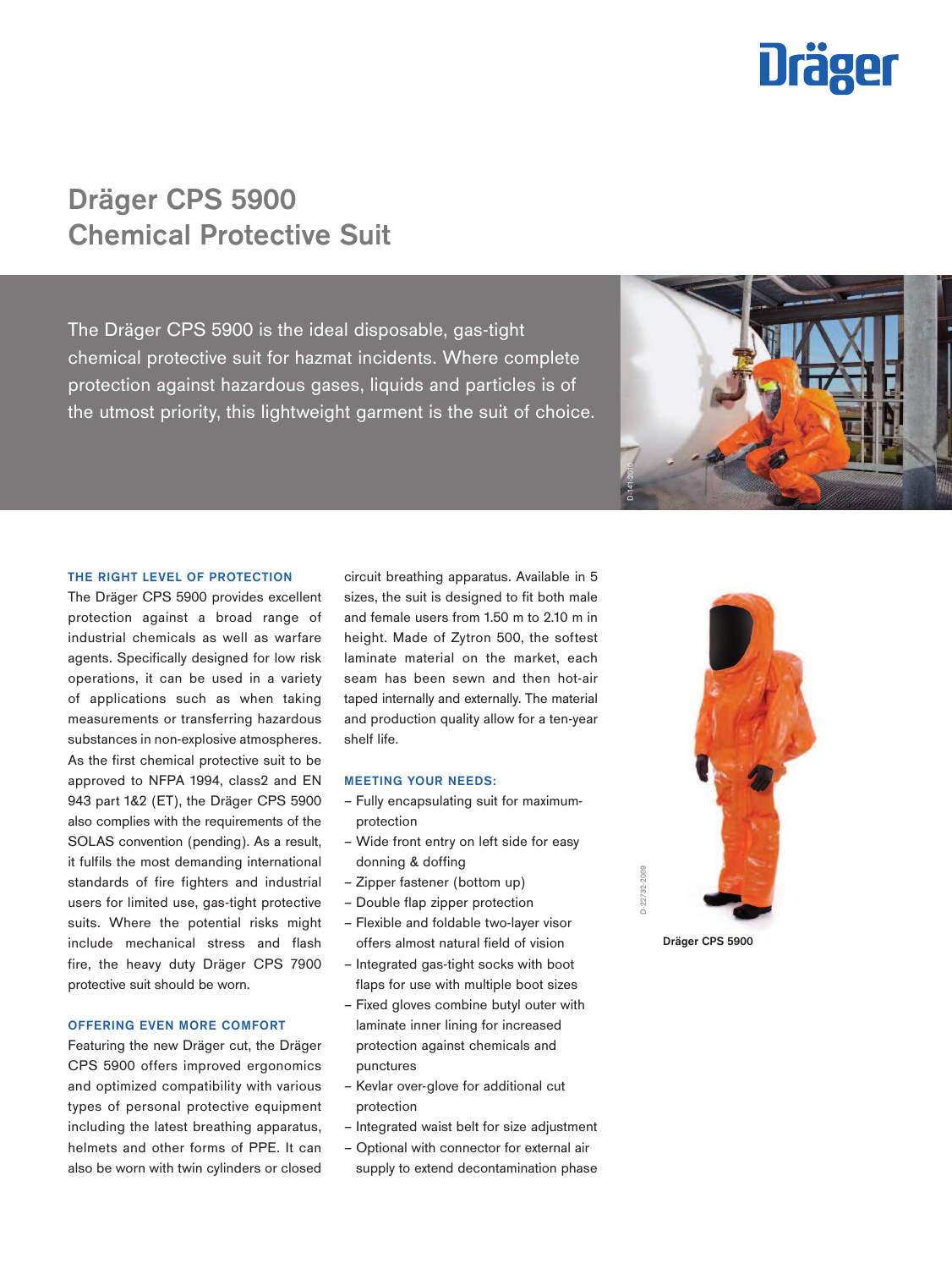# Dräger CPS 5900 Chemical Protective Suit

The Dräger CPS 5900 is the ideal disposable, gas-tight chemical protective suit for hazmat incidents. Where complete protection against hazardous gases, liquids and particles is of the utmost priority, this lightweight garment is the suit of choice.

### THE RIGHT LEVEL OF PROTECTION

The Dräger CPS 5900 provides excellent protection against a broad range of industrial chemicals as well as warfare agents. Specifically designed for low risk operations, it can be used in a variety of applications such as when taking measurements or transferring hazardous substances in non-explosive atmospheres. As the first chemical protective suit to be approved to NFPA 1994, class2 and EN 943 part 1&2 (ET), the Dräger CPS 5900 also complies with the requirements of the SOLAS convention (pending). As a result, it fulfils the most demanding international standards of fire fighters and industrial users for limited use, gas-tight protective suits. Where the potential risks might include mechanical stress and flash fire, the heavy duty Dräger CPS 7900 protective suit should be worn.

### OFFERING EVEN MORE COMFORT

Featuring the new Dräger cut, the Dräger CPS 5900 offers improved ergonomics and optimized compatibility with various types of personal protective equipment including the latest breathing apparatus, helmets and other forms of PPE. It can also be worn with twin cylinders or closed circuit breathing apparatus. Available in 5 sizes, the suit is designed to fit both male and female users from 1.50 m to 2.10 m in height. Made of Zytron 500, the softest laminate material on the market, each seam has been sewn and then hot-air taped internally and externally. The material and production quality allow for a ten-year shelf life.

### MEETING YOUR NEEDS:

- Fully encapsulating suit for maximum-protection
- Wide front entry on left side for easy donning & doffing
- Zipper fastener (bottom up)
- Double flap zipper protection
- Flexible and foldable two-layer visor offers almost natural field of vision
- Integrated gas-tight socks with boot flaps for use with multiple boot sizes
- Fixed gloves combine butyl outer with laminate inner lining for increased protection against chemicals and punctures
- Kevlar over-glove for additional cut protection
- Integrated waist belt for size adjustment
- Optional with connector for external air supply to extend decontamination phase

Dräger CPS 5900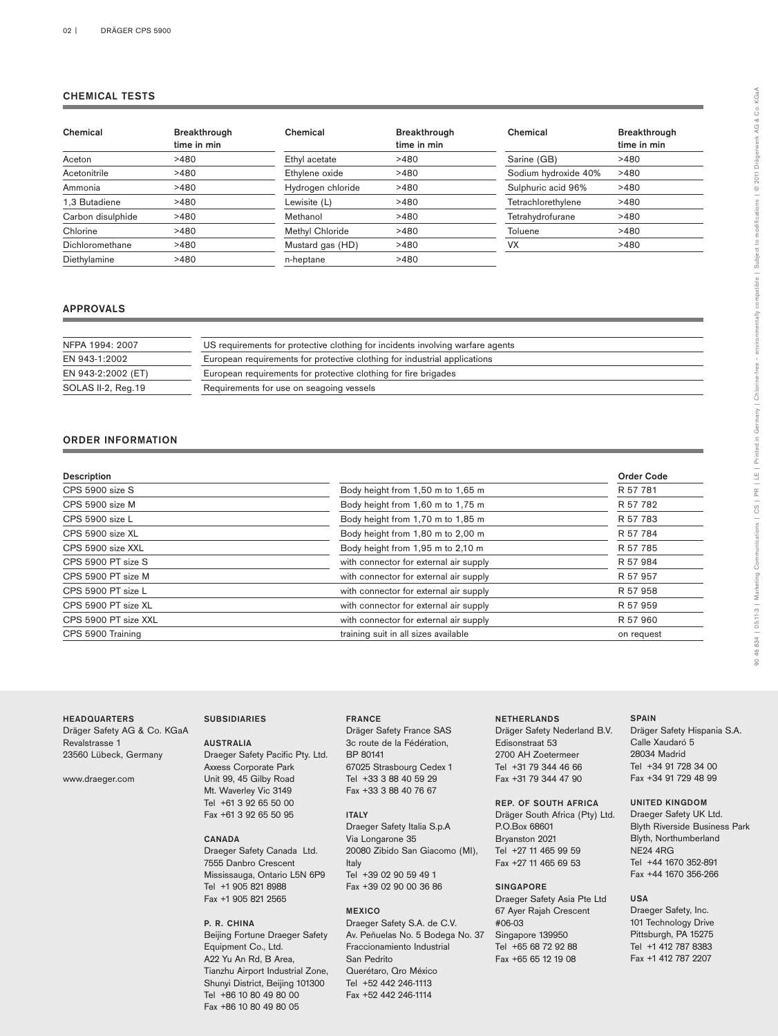## CHEMICAL TESTS

| Chemical | Breakthrough time in min | Chemical | Breakthrough time in min | Chemical | Breakthrough time in min |
|---|---|---|---|---|---|
| Aceton | >480 | Ethyl acetate | >480 | Sarine (GB) | >480 |
| Acetonitrile | >480 | Ethylene oxide | >480 | Sodium hydroxide 40% | >480 |
| Ammonia | >480 | Hydrogen chloride | >480 | Sulphuric acid 96% | >480 |
| 1,3 Butadiene | >480 | Lewisite (L) | >480 | Tetrachlorethylene | >480 |
| Carbon disulphide | >480 | Methanol | >480 | Tetrahydrofurane | >480 |
| Chlorine | >480 | Methyl Chloride | >480 | Toluene | >480 |
| Dichloromethane | >480 | Mustard gas (HD) | >480 | VX | >480 |
| Diethylamine | >480 | n-heptane | >480 | | |

## APPROVALS

| | |
|---|---|
| NFPA 1994: 2007 | US requirements for protective clothing for incidents involving warfare agents |
| EN 943-1:2002 | European requirements for protective clothing for industrial applications |
| EN 943-2:2002 (ET) | European requirements for protective clothing for fire brigades |
| SOLAS II-2, Reg.19 | Requirements for use on seagoing vessels |

## ORDER INFORMATION

| Description | | Order Code |
|---|---|---|
| CPS 5900 size S | Body height from 1,50 m to 1,65 m | R 57 781 |
| CPS 5900 size M | Body height from 1,60 m to 1,75 m | R 57 782 |
| CPS 5900 size L | Body height from 1,70 m to 1,85 m | R 57 783 |
| CPS 5900 size XL | Body height from 1,80 m to 2,00 m | R 57 784 |
| CPS 5900 size XXL | Body height from 1,95 m to 2,10 m | R 57 785 |
| CPS 5900 PT size S | with connector for external air supply | R 57 984 |
| CPS 5900 PT size M | with connector for external air supply | R 57 957 |
| CPS 5900 PT size L | with connector for external air supply | R 57 958 |
| CPS 5900 PT size XL | with connector for external air supply | R 57 959 |
| CPS 5900 PT size XXL | with connector for external air supply | R 57 960 |
| CPS 5900 Training | training suit in all sizes available | on request |

**HEADQUARTERS**
Dräger Safety AG & Co. KGaA
Revalstrasse 1
23560 Lübeck, Germany

www.draeger.com

**SUBSIDIARIES**

**AUSTRALIA**
Draeger Safety Pacific Pty. Ltd.
Axxess Corporate Park
Unit 99, 45 Gilby Road
Mt. Waverley Vic 3149
Tel +61 3 92 65 50 00
Fax +61 3 92 65 50 95

**CANADA**
Draeger Safety Canada Ltd.
7555 Danbro Crescent
Mississauga, Ontario L5N 6P9
Tel +1 905 821 8988
Fax +1 905 821 2565

**P. R. CHINA**
Beijing Fortune Draeger Safety Equipment Co., Ltd.
A22 Yu An Rd, B Area,
Tianzhu Airport Industrial Zone,
Shunyi District, Beijing 101300
Tel +86 10 80 49 80 00
Fax +86 10 80 49 80 05

**FRANCE**
Dräger Safety France SAS
3c route de la Fédération,
BP 80141
67025 Strasbourg Cedex 1
Tel +33 3 88 40 59 29
Fax +33 3 88 40 76 67

**ITALY**
Draeger Safety Italia S.p.A
Via Longarone 35
20080 Zibido San Giacomo (MI), Italy
Tel +39 02 90 59 49 1
Fax +39 02 90 00 36 86

**MEXICO**
Draeger Safety S.A. de C.V.
Av. Peñuelas No. 5 Bodega No. 37
Fraccionamiento Industrial
San Pedrito
Querétaro, Qro México
Tel +52 442 246-1113
Fax +52 442 246-1114

**NETHERLANDS**
Dräger Safety Nederland B.V.
Edisonstraat 53
2700 AH Zoetermeer
Tel +31 79 344 46 66
Fax +31 79 344 47 90

**REP. OF SOUTH AFRICA**
Dräger South Africa (Pty) Ltd.
P.O.Box 68601
Bryanston 2021
Tel +27 11 465 99 59
Fax +27 11 465 69 53

**SINGAPORE**
Draeger Safety Asia Pte Ltd
67 Ayer Rajah Crescent
#06-03
Singapore 139950
Tel +65 68 72 92 88
Fax +65 65 12 19 08

**SPAIN**
Dräger Safety Hispania S.A.
Calle Xaudaró 5
28034 Madrid
Tel +34 91 728 34 00
Fax +34 91 729 48 99

**UNITED KINGDOM**
Draeger Safety UK Ltd.
Blyth Riverside Business Park
Blyth, Northumberland
NE24 4RG
Tel +44 1670 352-891
Fax +44 1670 356-266

**USA**
Draeger Safety, Inc.
101 Technology Drive
Pittsburgh, PA 15275
Tel +1 412 787 8383
Fax +1 412 787 2207

90 46 834 | 05.11-3 | Marketing Communications | CS | PR | LE | Printed in Germany | Chlorine-free – environmentally compatible | Subject to modifications | © 2011 Drägerwerk AG & Co. KGaA